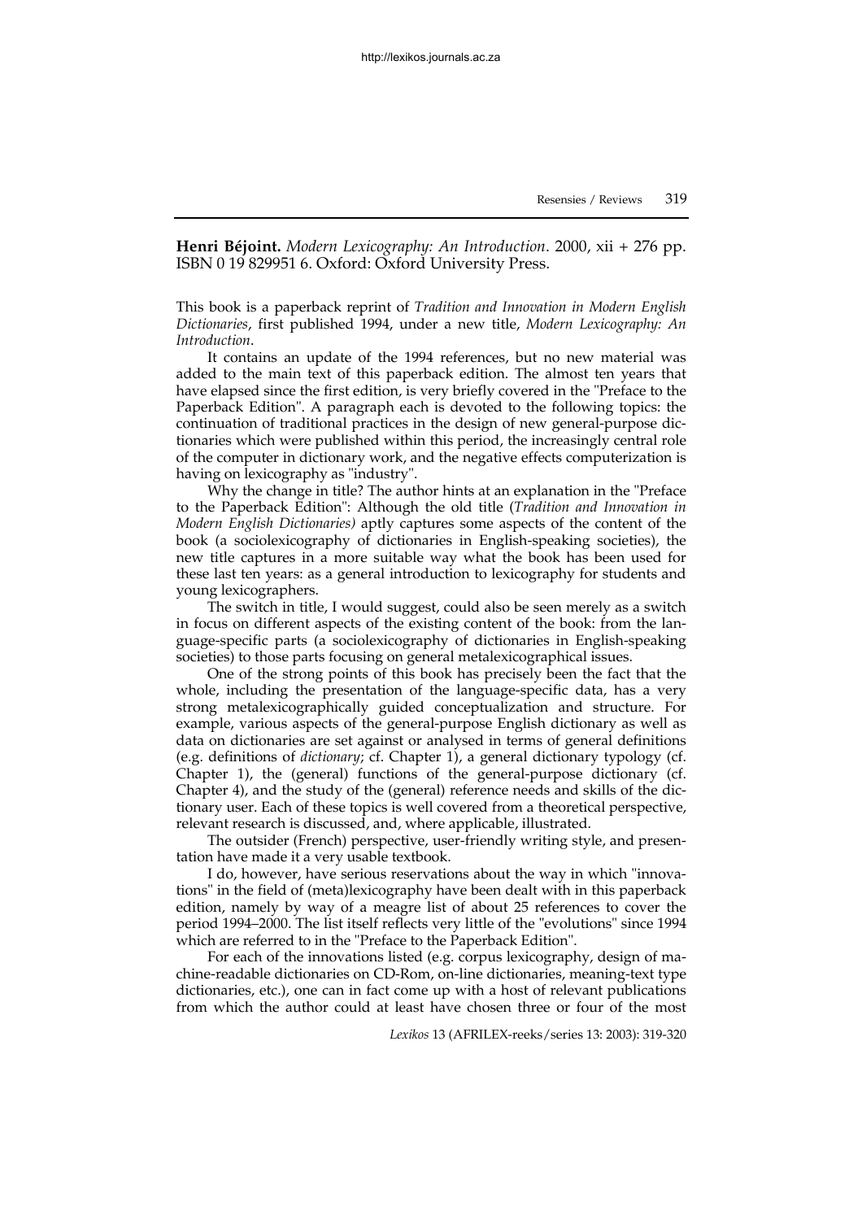**Henri Béjoint.** *Modern Lexicography: An Introduction*. 2000, xii + 276 pp. ISBN 0 19 829951 6. Oxford: Oxford University Press.

This book is a paperback reprint of *Tradition and Innovation in Modern English Dictionaries*, first published 1994, under a new title, *Modern Lexicography: An Introduction*.

It contains an update of the 1994 references, but no new material was added to the main text of this paperback edition. The almost ten years that have elapsed since the first edition, is very briefly covered in the "Preface to the Paperback Edition". A paragraph each is devoted to the following topics: the continuation of traditional practices in the design of new general-purpose dictionaries which were published within this period, the increasingly central role of the computer in dictionary work, and the negative effects computerization is having on lexicography as "industry".

Why the change in title? The author hints at an explanation in the "Preface to the Paperback Edition": Although the old title (*Tradition and Innovation in Modern English Dictionaries)* aptly captures some aspects of the content of the book (a sociolexicography of dictionaries in English-speaking societies), the new title captures in a more suitable way what the book has been used for these last ten years: as a general introduction to lexicography for students and young lexicographers.

The switch in title, I would suggest, could also be seen merely as a switch in focus on different aspects of the existing content of the book: from the language-specific parts (a sociolexicography of dictionaries in English-speaking societies) to those parts focusing on general metalexicographical issues.

One of the strong points of this book has precisely been the fact that the whole, including the presentation of the language-specific data, has a very strong metalexicographically guided conceptualization and structure. For example, various aspects of the general-purpose English dictionary as well as data on dictionaries are set against or analysed in terms of general definitions (e.g. definitions of *dictionary*; cf. Chapter 1), a general dictionary typology (cf. Chapter 1), the (general) functions of the general-purpose dictionary (cf. Chapter 4), and the study of the (general) reference needs and skills of the dictionary user. Each of these topics is well covered from a theoretical perspective, relevant research is discussed, and, where applicable, illustrated.

The outsider (French) perspective, user-friendly writing style, and presentation have made it a very usable textbook.

I do, however, have serious reservations about the way in which "innovations" in the field of (meta)lexicography have been dealt with in this paperback edition, namely by way of a meagre list of about 25 references to cover the period 1994–2000. The list itself reflects very little of the "evolutions" since 1994 which are referred to in the "Preface to the Paperback Edition".

For each of the innovations listed (e.g. corpus lexicography, design of machine-readable dictionaries on CD-Rom, on-line dictionaries, meaning-text type dictionaries, etc.), one can in fact come up with a host of relevant publications from which the author could at least have chosen three or four of the most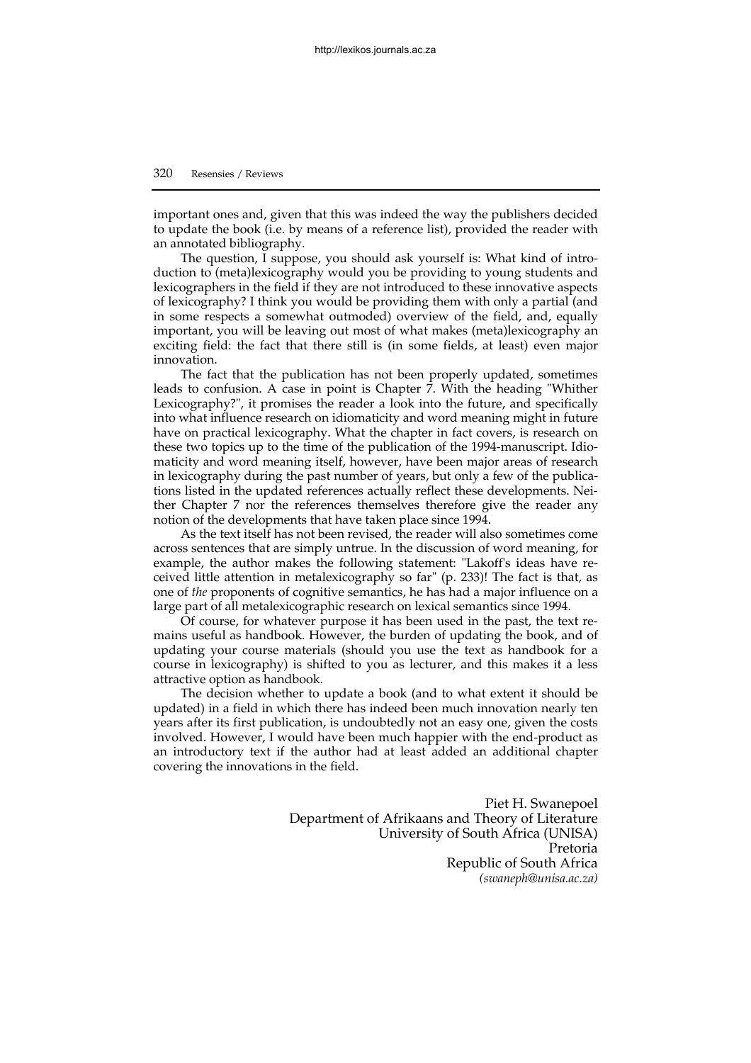important ones and, given that this was indeed the way the publishers decided to update the book (i.e. by means of a reference list), provided the reader with an annotated bibliography.

The question, I suppose, you should ask yourself is: What kind of introduction to (meta)lexicography would you be providing to young students and lexicographers in the field if they are not introduced to these innovative aspects of lexicography? I think you would be providing them with only a partial (and in some respects a somewhat outmoded) overview of the field, and, equally important, you will be leaving out most of what makes (meta)lexicography an exciting field: the fact that there still is (in some fields, at least) even major innovation.

The fact that the publication has not been properly updated, sometimes leads to confusion. A case in point is Chapter 7. With the heading "Whither Lexicography?", it promises the reader a look into the future, and specifically into what influence research on idiomaticity and word meaning might in future have on practical lexicography. What the chapter in fact covers, is research on these two topics up to the time of the publication of the 1994-manuscript. Idiomaticity and word meaning itself, however, have been major areas of research in lexicography during the past number of years, but only a few of the publications listed in the updated references actually reflect these developments. Neither Chapter 7 nor the references themselves therefore give the reader any notion of the developments that have taken place since 1994.

As the text itself has not been revised, the reader will also sometimes come across sentences that are simply untrue. In the discussion of word meaning, for example, the author makes the following statement: "Lakoff's ideas have received little attention in metalexicography so far" (p. 233)! The fact is that, as one of *the* proponents of cognitive semantics, he has had a major influence on a large part of all metalexicographic research on lexical semantics since 1994.

Of course, for whatever purpose it has been used in the past, the text remains useful as handbook. However, the burden of updating the book, and of updating your course materials (should you use the text as handbook for a course in lexicography) is shifted to you as lecturer, and this makes it a less attractive option as handbook.

The decision whether to update a book (and to what extent it should be updated) in a field in which there has indeed been much innovation nearly ten years after its first publication, is undoubtedly not an easy one, given the costs involved. However, I would have been much happier with the end-product as an introductory text if the author had at least added an additional chapter covering the innovations in the field.

Piet H. Swanepoel
Department of Afrikaans and Theory of Literature
University of South Africa (UNISA)
Pretoria
Republic of South Africa
*(swaneph@unisa.ac.za)*